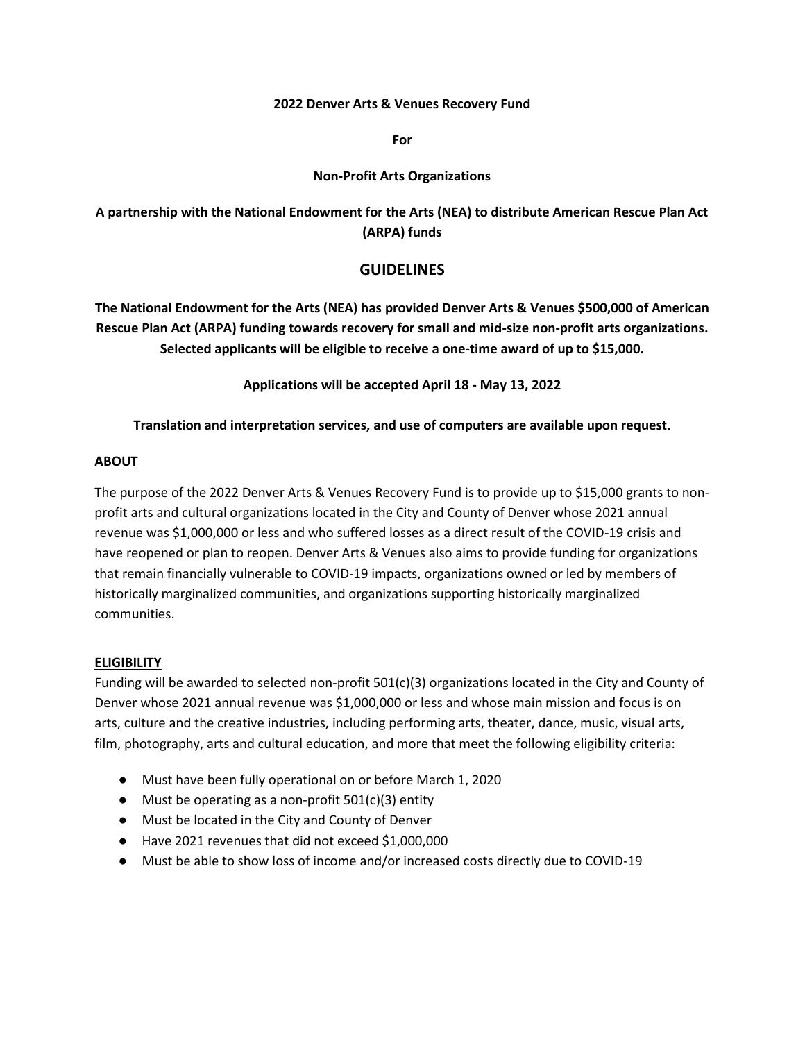**2022 Denver Arts & Venues Recovery Fund**

**For**

**Non-Profit Arts Organizations**

**A partnership with the National Endowment for the Arts (NEA) to distribute American Rescue Plan Act (ARPA) funds**

# GUIDELINES

**The National Endowment for the Arts (NEA) has provided Denver Arts & Venues $500,000 of American Rescue Plan Act (ARPA) funding towards recovery for small and mid-size non-profit arts organizations. Selected applicants will be eligible to receive a one-time award of up to $15,000.**

**Applications will be accepted April 18 - May 13, 2022**

**Translation and interpretation services, and use of computers are available upon request.**

## ABOUT

The purpose of the 2022 Denver Arts & Venues Recovery Fund is to provide up to $15,000 grants to non-profit arts and cultural organizations located in the City and County of Denver whose 2021 annual revenue was $1,000,000 or less and who suffered losses as a direct result of the COVID-19 crisis and have reopened or plan to reopen. Denver Arts & Venues also aims to provide funding for organizations that remain financially vulnerable to COVID-19 impacts, organizations owned or led by members of historically marginalized communities, and organizations supporting historically marginalized communities.

## ELIGIBILITY

Funding will be awarded to selected non-profit 501(c)(3) organizations located in the City and County of Denver whose 2021 annual revenue was $1,000,000 or less and whose main mission and focus is on arts, culture and the creative industries, including performing arts, theater, dance, music, visual arts, film, photography, arts and cultural education, and more that meet the following eligibility criteria:

- Must have been fully operational on or before March 1, 2020
- Must be operating as a non-profit 501(c)(3) entity
- Must be located in the City and County of Denver
- Have 2021 revenues that did not exceed $1,000,000
- Must be able to show loss of income and/or increased costs directly due to COVID-19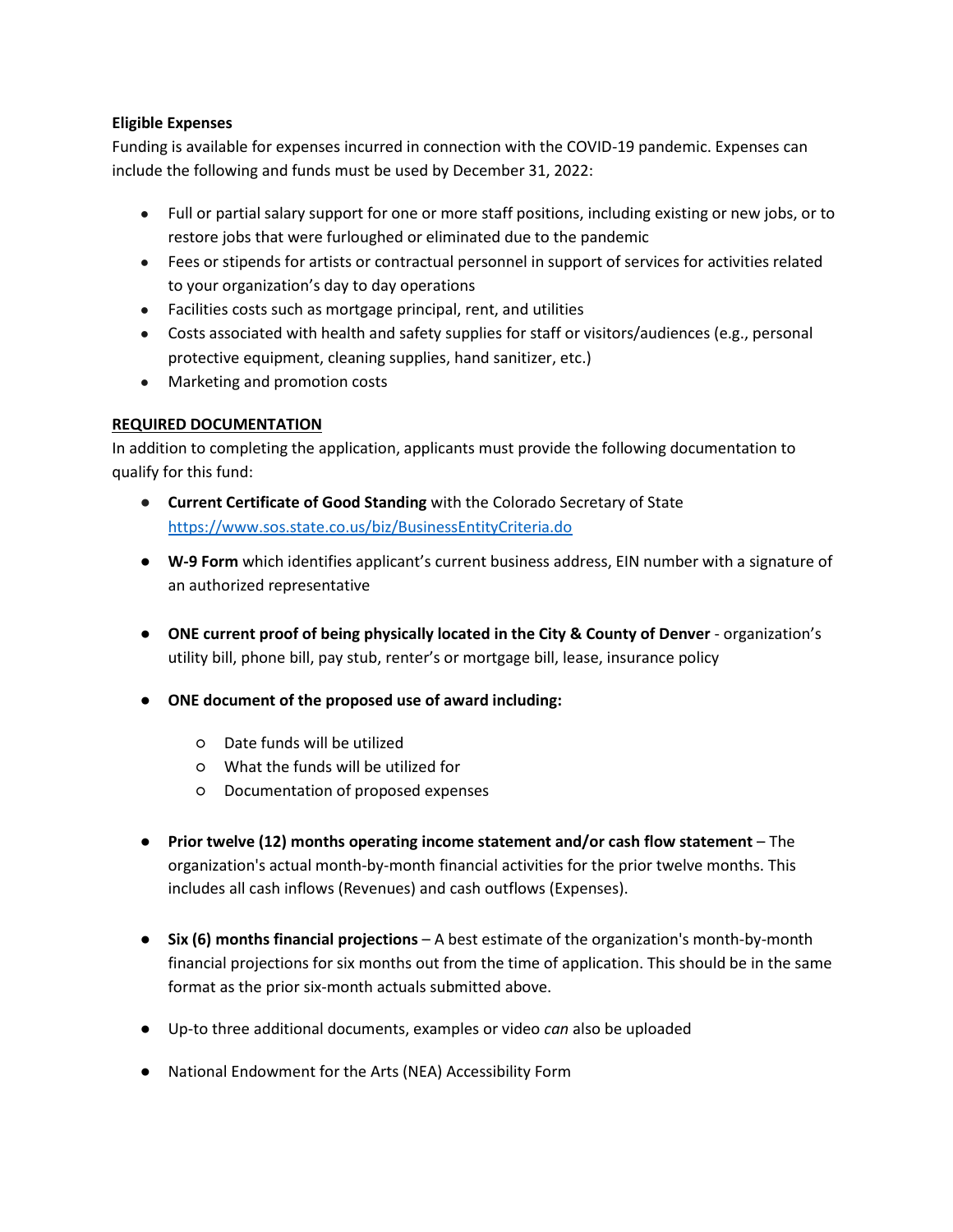**Eligible Expenses**

Funding is available for expenses incurred in connection with the COVID-19 pandemic. Expenses can include the following and funds must be used by December 31, 2022:

- Full or partial salary support for one or more staff positions, including existing or new jobs, or to restore jobs that were furloughed or eliminated due to the pandemic
- Fees or stipends for artists or contractual personnel in support of services for activities related to your organization's day to day operations
- Facilities costs such as mortgage principal, rent, and utilities
- Costs associated with health and safety supplies for staff or visitors/audiences (e.g., personal protective equipment, cleaning supplies, hand sanitizer, etc.)
- Marketing and promotion costs

**REQUIRED DOCUMENTATION**

In addition to completing the application, applicants must provide the following documentation to qualify for this fund:

- **Current Certificate of Good Standing** with the Colorado Secretary of State [https://www.sos.state.co.us/biz/BusinessEntityCriteria.do](https://www.sos.state.co.us/biz/BusinessEntityCriteria.do)
- **W-9 Form** which identifies applicant's current business address, EIN number with a signature of an authorized representative
- **ONE current proof of being physically located in the City & County of Denver** - organization's utility bill, phone bill, pay stub, renter's or mortgage bill, lease, insurance policy
- **ONE document of the proposed use of award including:**
  - Date funds will be utilized
  - What the funds will be utilized for
  - Documentation of proposed expenses
- **Prior twelve (12) months operating income statement and/or cash flow statement** – The organization's actual month-by-month financial activities for the prior twelve months. This includes all cash inflows (Revenues) and cash outflows (Expenses).
- **Six (6) months financial projections** – A best estimate of the organization's month-by-month financial projections for six months out from the time of application. This should be in the same format as the prior six-month actuals submitted above.
- Up-to three additional documents, examples or video *can* also be uploaded
- National Endowment for the Arts (NEA) Accessibility Form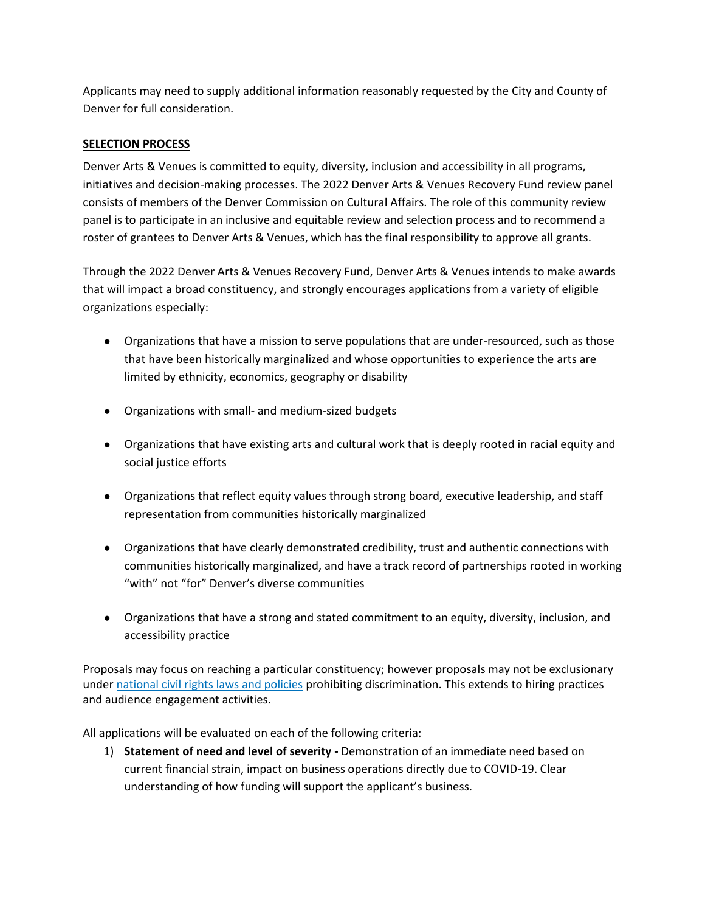Applicants may need to supply additional information reasonably requested by the City and County of Denver for full consideration.

## SELECTION PROCESS

Denver Arts & Venues is committed to equity, diversity, inclusion and accessibility in all programs, initiatives and decision-making processes. The 2022 Denver Arts & Venues Recovery Fund review panel consists of members of the Denver Commission on Cultural Affairs. The role of this community review panel is to participate in an inclusive and equitable review and selection process and to recommend a roster of grantees to Denver Arts & Venues, which has the final responsibility to approve all grants.

Through the 2022 Denver Arts & Venues Recovery Fund, Denver Arts & Venues intends to make awards that will impact a broad constituency, and strongly encourages applications from a variety of eligible organizations especially:

- Organizations that have a mission to serve populations that are under-resourced, such as those that have been historically marginalized and whose opportunities to experience the arts are limited by ethnicity, economics, geography or disability
- Organizations with small- and medium-sized budgets
- Organizations that have existing arts and cultural work that is deeply rooted in racial equity and social justice efforts
- Organizations that reflect equity values through strong board, executive leadership, and staff representation from communities historically marginalized
- Organizations that have clearly demonstrated credibility, trust and authentic connections with communities historically marginalized, and have a track record of partnerships rooted in working "with" not "for" Denver's diverse communities
- Organizations that have a strong and stated commitment to an equity, diversity, inclusion, and accessibility practice

Proposals may focus on reaching a particular constituency; however proposals may not be exclusionary under national civil rights laws and policies prohibiting discrimination. This extends to hiring practices and audience engagement activities.

All applications will be evaluated on each of the following criteria:

1) **Statement of need and level of severity -** Demonstration of an immediate need based on current financial strain, impact on business operations directly due to COVID-19. Clear understanding of how funding will support the applicant's business.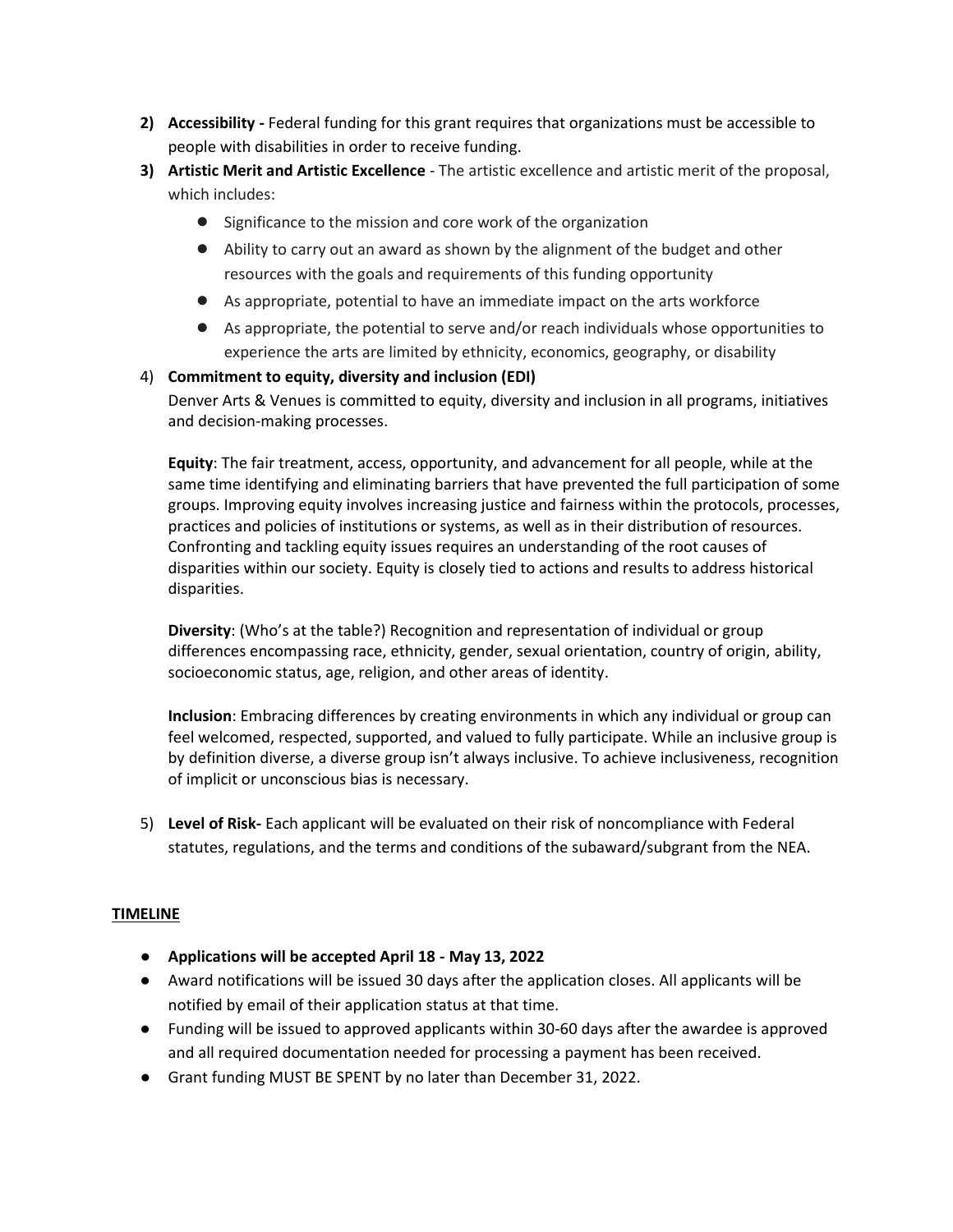2) **Accessibility -** Federal funding for this grant requires that organizations must be accessible to people with disabilities in order to receive funding.
3) **Artistic Merit and Artistic Excellence** - The artistic excellence and artistic merit of the proposal, which includes:
   - Significance to the mission and core work of the organization
   - Ability to carry out an award as shown by the alignment of the budget and other resources with the goals and requirements of this funding opportunity
   - As appropriate, potential to have an immediate impact on the arts workforce
   - As appropriate, the potential to serve and/or reach individuals whose opportunities to experience the arts are limited by ethnicity, economics, geography, or disability
4) **Commitment to equity, diversity and inclusion (EDI)**

   Denver Arts & Venues is committed to equity, diversity and inclusion in all programs, initiatives and decision-making processes.

   **Equity**: The fair treatment, access, opportunity, and advancement for all people, while at the same time identifying and eliminating barriers that have prevented the full participation of some groups. Improving equity involves increasing justice and fairness within the protocols, processes, practices and policies of institutions or systems, as well as in their distribution of resources. Confronting and tackling equity issues requires an understanding of the root causes of disparities within our society. Equity is closely tied to actions and results to address historical disparities.

   **Diversity**: (Who's at the table?) Recognition and representation of individual or group differences encompassing race, ethnicity, gender, sexual orientation, country of origin, ability, socioeconomic status, age, religion, and other areas of identity.

   **Inclusion**: Embracing differences by creating environments in which any individual or group can feel welcomed, respected, supported, and valued to fully participate. While an inclusive group is by definition diverse, a diverse group isn't always inclusive. To achieve inclusiveness, recognition of implicit or unconscious bias is necessary.

5) **Level of Risk-** Each applicant will be evaluated on their risk of noncompliance with Federal statutes, regulations, and the terms and conditions of the subaward/subgrant from the NEA.

**TIMELINE**

- **Applications will be accepted April 18 - May 13, 2022**
- Award notifications will be issued 30 days after the application closes. All applicants will be notified by email of their application status at that time.
- Funding will be issued to approved applicants within 30-60 days after the awardee is approved and all required documentation needed for processing a payment has been received.
- Grant funding MUST BE SPENT by no later than December 31, 2022.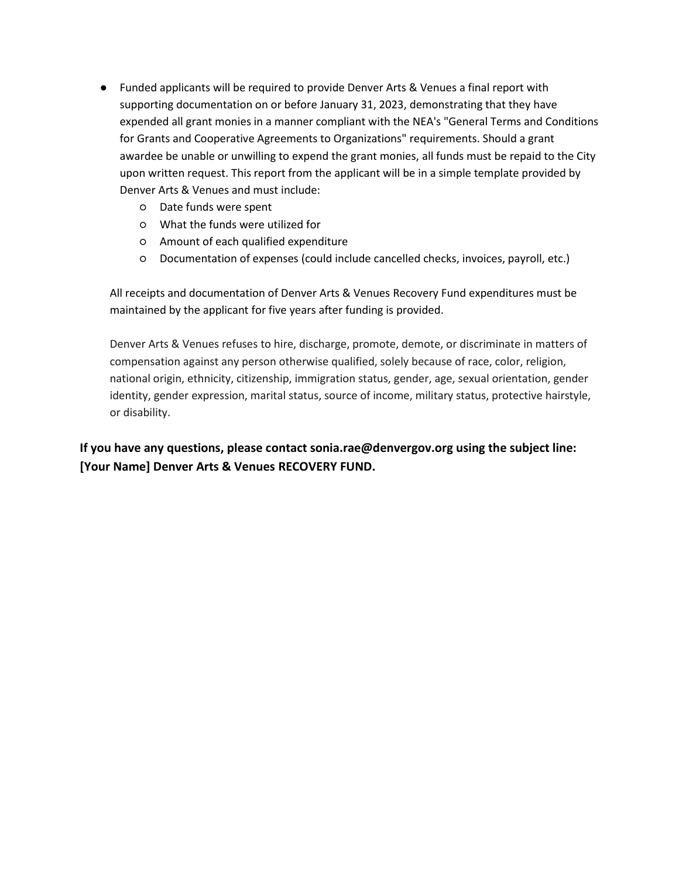- Funded applicants will be required to provide Denver Arts & Venues a final report with supporting documentation on or before January 31, 2023, demonstrating that they have expended all grant monies in a manner compliant with the NEA's "General Terms and Conditions for Grants and Cooperative Agreements to Organizations" requirements. Should a grant awardee be unable or unwilling to expend the grant monies, all funds must be repaid to the City upon written request. This report from the applicant will be in a simple template provided by Denver Arts & Venues and must include:
  - Date funds were spent
  - What the funds were utilized for
  - Amount of each qualified expenditure
  - Documentation of expenses (could include cancelled checks, invoices, payroll, etc.)

All receipts and documentation of Denver Arts & Venues Recovery Fund expenditures must be maintained by the applicant for five years after funding is provided.

Denver Arts & Venues refuses to hire, discharge, promote, demote, or discriminate in matters of compensation against any person otherwise qualified, solely because of race, color, religion, national origin, ethnicity, citizenship, immigration status, gender, age, sexual orientation, gender identity, gender expression, marital status, source of income, military status, protective hairstyle, or disability.

**If you have any questions, please contact sonia.rae@denvergov.org using the subject line: [Your Name] Denver Arts & Venues RECOVERY FUND.**